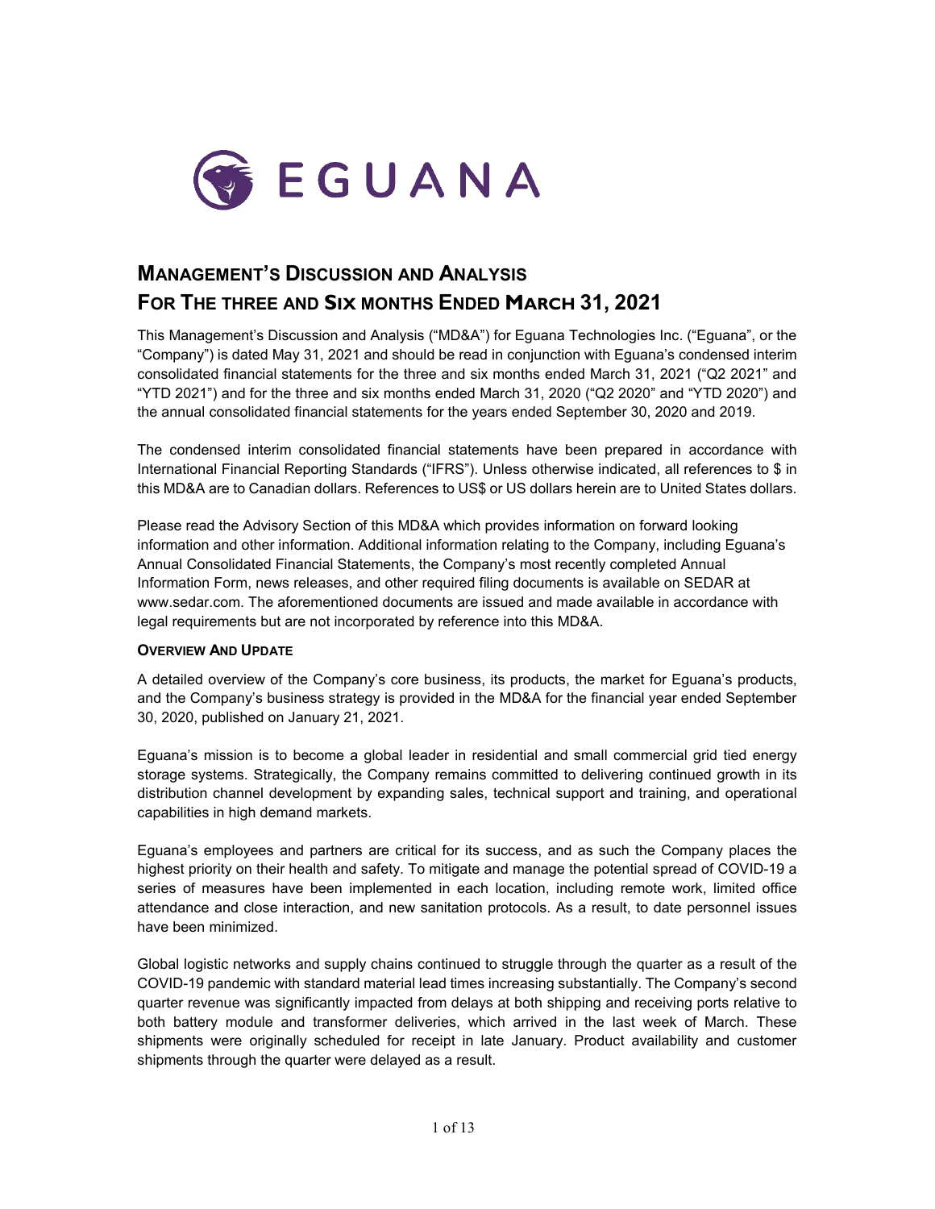EGUANA

# MANAGEMENT'S DISCUSSION AND ANALYSIS
# FOR THE THREE AND SIX MONTHS ENDED MARCH 31, 2021

This Management's Discussion and Analysis ("MD&A") for Eguana Technologies Inc. ("Eguana", or the "Company") is dated May 31, 2021 and should be read in conjunction with Eguana's condensed interim consolidated financial statements for the three and six months ended March 31, 2021 ("Q2 2021" and "YTD 2021") and for the three and six months ended March 31, 2020 ("Q2 2020" and "YTD 2020") and the annual consolidated financial statements for the years ended September 30, 2020 and 2019.

The condensed interim consolidated financial statements have been prepared in accordance with International Financial Reporting Standards ("IFRS"). Unless otherwise indicated, all references to $ in this MD&A are to Canadian dollars. References to US$ or US dollars herein are to United States dollars.

Please read the Advisory Section of this MD&A which provides information on forward looking information and other information. Additional information relating to the Company, including Eguana's Annual Consolidated Financial Statements, the Company's most recently completed Annual Information Form, news releases, and other required filing documents is available on SEDAR at www.sedar.com. The aforementioned documents are issued and made available in accordance with legal requirements but are not incorporated by reference into this MD&A.

**OVERVIEW AND UPDATE**

A detailed overview of the Company's core business, its products, the market for Eguana's products, and the Company's business strategy is provided in the MD&A for the financial year ended September 30, 2020, published on January 21, 2021.

Eguana's mission is to become a global leader in residential and small commercial grid tied energy storage systems. Strategically, the Company remains committed to delivering continued growth in its distribution channel development by expanding sales, technical support and training, and operational capabilities in high demand markets.

Eguana's employees and partners are critical for its success, and as such the Company places the highest priority on their health and safety. To mitigate and manage the potential spread of COVID-19 a series of measures have been implemented in each location, including remote work, limited office attendance and close interaction, and new sanitation protocols. As a result, to date personnel issues have been minimized.

Global logistic networks and supply chains continued to struggle through the quarter as a result of the COVID-19 pandemic with standard material lead times increasing substantially. The Company's second quarter revenue was significantly impacted from delays at both shipping and receiving ports relative to both battery module and transformer deliveries, which arrived in the last week of March. These shipments were originally scheduled for receipt in late January. Product availability and customer shipments through the quarter were delayed as a result.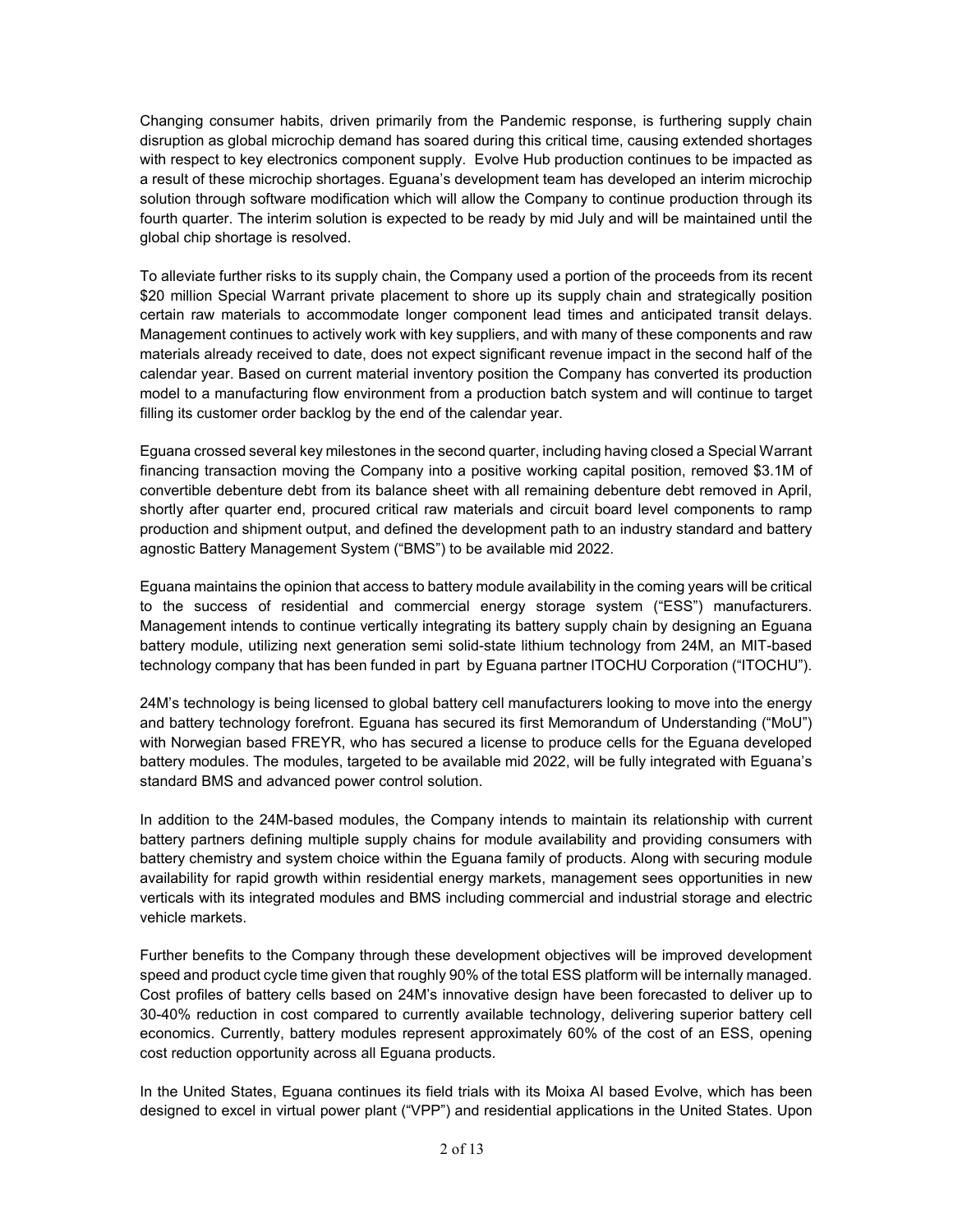Changing consumer habits, driven primarily from the Pandemic response, is furthering supply chain disruption as global microchip demand has soared during this critical time, causing extended shortages with respect to key electronics component supply. Evolve Hub production continues to be impacted as a result of these microchip shortages. Eguana's development team has developed an interim microchip solution through software modification which will allow the Company to continue production through its fourth quarter. The interim solution is expected to be ready by mid July and will be maintained until the global chip shortage is resolved.

To alleviate further risks to its supply chain, the Company used a portion of the proceeds from its recent $20 million Special Warrant private placement to shore up its supply chain and strategically position certain raw materials to accommodate longer component lead times and anticipated transit delays. Management continues to actively work with key suppliers, and with many of these components and raw materials already received to date, does not expect significant revenue impact in the second half of the calendar year. Based on current material inventory position the Company has converted its production model to a manufacturing flow environment from a production batch system and will continue to target filling its customer order backlog by the end of the calendar year.

Eguana crossed several key milestones in the second quarter, including having closed a Special Warrant financing transaction moving the Company into a positive working capital position, removed $3.1M of convertible debenture debt from its balance sheet with all remaining debenture debt removed in April, shortly after quarter end, procured critical raw materials and circuit board level components to ramp production and shipment output, and defined the development path to an industry standard and battery agnostic Battery Management System ("BMS") to be available mid 2022.

Eguana maintains the opinion that access to battery module availability in the coming years will be critical to the success of residential and commercial energy storage system ("ESS") manufacturers. Management intends to continue vertically integrating its battery supply chain by designing an Eguana battery module, utilizing next generation semi solid-state lithium technology from 24M, an MIT-based technology company that has been funded in part by Eguana partner ITOCHU Corporation ("ITOCHU").

24M's technology is being licensed to global battery cell manufacturers looking to move into the energy and battery technology forefront. Eguana has secured its first Memorandum of Understanding ("MoU") with Norwegian based FREYR, who has secured a license to produce cells for the Eguana developed battery modules. The modules, targeted to be available mid 2022, will be fully integrated with Eguana's standard BMS and advanced power control solution.

In addition to the 24M-based modules, the Company intends to maintain its relationship with current battery partners defining multiple supply chains for module availability and providing consumers with battery chemistry and system choice within the Eguana family of products. Along with securing module availability for rapid growth within residential energy markets, management sees opportunities in new verticals with its integrated modules and BMS including commercial and industrial storage and electric vehicle markets.

Further benefits to the Company through these development objectives will be improved development speed and product cycle time given that roughly 90% of the total ESS platform will be internally managed. Cost profiles of battery cells based on 24M's innovative design have been forecasted to deliver up to 30-40% reduction in cost compared to currently available technology, delivering superior battery cell economics. Currently, battery modules represent approximately 60% of the cost of an ESS, opening cost reduction opportunity across all Eguana products.

In the United States, Eguana continues its field trials with its Moixa AI based Evolve, which has been designed to excel in virtual power plant ("VPP") and residential applications in the United States. Upon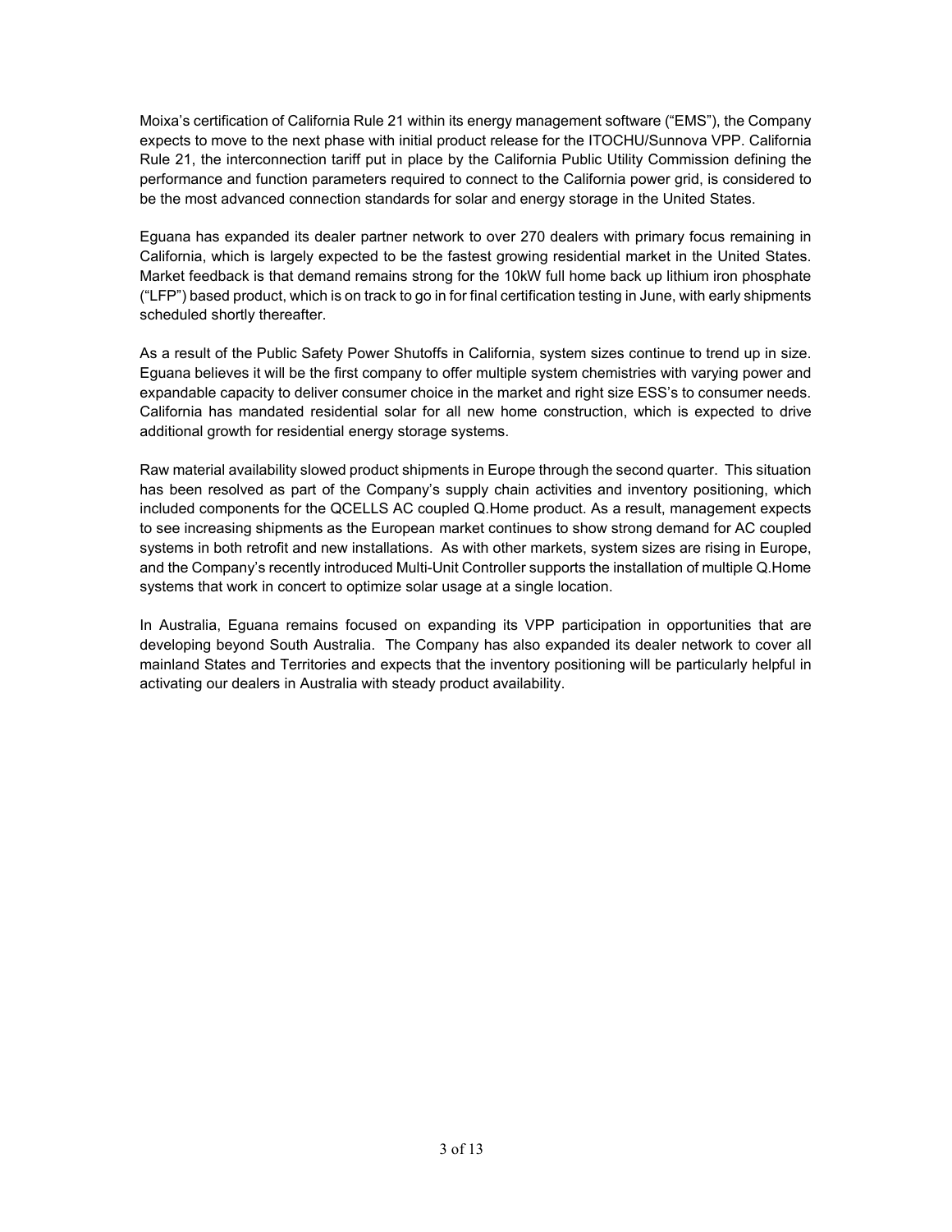Moixa's certification of California Rule 21 within its energy management software ("EMS"), the Company expects to move to the next phase with initial product release for the ITOCHU/Sunnova VPP. California Rule 21, the interconnection tariff put in place by the California Public Utility Commission defining the performance and function parameters required to connect to the California power grid, is considered to be the most advanced connection standards for solar and energy storage in the United States.

Eguana has expanded its dealer partner network to over 270 dealers with primary focus remaining in California, which is largely expected to be the fastest growing residential market in the United States. Market feedback is that demand remains strong for the 10kW full home back up lithium iron phosphate ("LFP") based product, which is on track to go in for final certification testing in June, with early shipments scheduled shortly thereafter.

As a result of the Public Safety Power Shutoffs in California, system sizes continue to trend up in size. Eguana believes it will be the first company to offer multiple system chemistries with varying power and expandable capacity to deliver consumer choice in the market and right size ESS's to consumer needs. California has mandated residential solar for all new home construction, which is expected to drive additional growth for residential energy storage systems.

Raw material availability slowed product shipments in Europe through the second quarter. This situation has been resolved as part of the Company's supply chain activities and inventory positioning, which included components for the QCELLS AC coupled Q.Home product. As a result, management expects to see increasing shipments as the European market continues to show strong demand for AC coupled systems in both retrofit and new installations. As with other markets, system sizes are rising in Europe, and the Company's recently introduced Multi-Unit Controller supports the installation of multiple Q.Home systems that work in concert to optimize solar usage at a single location.

In Australia, Eguana remains focused on expanding its VPP participation in opportunities that are developing beyond South Australia. The Company has also expanded its dealer network to cover all mainland States and Territories and expects that the inventory positioning will be particularly helpful in activating our dealers in Australia with steady product availability.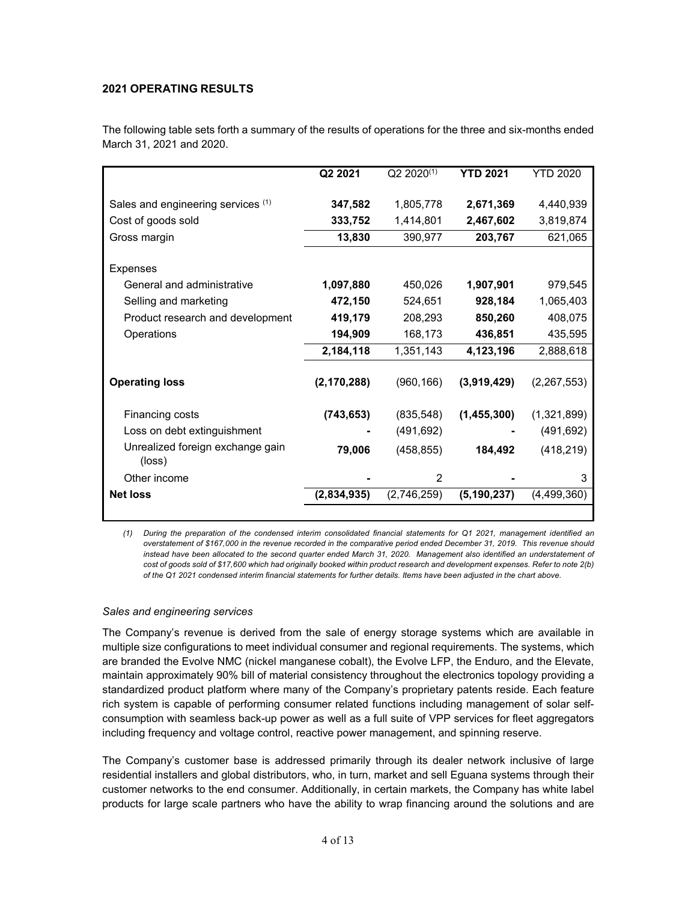## 2021 OPERATING RESULTS

The following table sets forth a summary of the results of operations for the three and six-months ended March 31, 2021 and 2020.

| | **Q2 2021** | Q2 2020[(1)] | **YTD 2021** | YTD 2020 |
|---|---|---|---|---|
| Sales and engineering services [(1)] | **347,582** | 1,805,778 | **2,671,369** | 4,440,939 |
| Cost of goods sold | **333,752** | 1,414,801 | **2,467,602** | 3,819,874 |
| Gross margin | **13,830** | 390,977 | **203,767** | 621,065 |
| Expenses | | | | |
| General and administrative | **1,097,880** | 450,026 | **1,907,901** | 979,545 |
| Selling and marketing | **472,150** | 524,651 | **928,184** | 1,065,403 |
| Product research and development | **419,179** | 208,293 | **850,260** | 408,075 |
| Operations | **194,909** | 168,173 | **436,851** | 435,595 |
| | **2,184,118** | 1,351,143 | **4,123,196** | 2,888,618 |
| **Operating loss** | **(2,170,288)** | (960,166) | **(3,919,429)** | (2,267,553) |
| Financing costs | **(743,653)** | (835,548) | **(1,455,300)** | (1,321,899) |
| Loss on debt extinguishment | **-** | (491,692) | **-** | (491,692) |
| Unrealized foreign exchange gain (loss) | **79,006** | (458,855) | **184,492** | (418,219) |
| Other income | **-** | 2 | **-** | 3 |
| **Net loss** | **(2,834,935)** | (2,746,259) | **(5,190,237)** | (4,499,360) |

*(1) During the preparation of the condensed interim consolidated financial statements for Q1 2021, management identified an overstatement of $167,000 in the revenue recorded in the comparative period ended December 31, 2019. This revenue should instead have been allocated to the second quarter ended March 31, 2020. Management also identified an understatement of cost of goods sold of $17,600 which had originally booked within product research and development expenses. Refer to note 2(b) of the Q1 2021 condensed interim financial statements for further details. Items have been adjusted in the chart above.*

### *Sales and engineering services*

The Company's revenue is derived from the sale of energy storage systems which are available in multiple size configurations to meet individual consumer and regional requirements. The systems, which are branded the Evolve NMC (nickel manganese cobalt), the Evolve LFP, the Enduro, and the Elevate, maintain approximately 90% bill of material consistency throughout the electronics topology providing a standardized product platform where many of the Company's proprietary patents reside. Each feature rich system is capable of performing consumer related functions including management of solar self-consumption with seamless back-up power as well as a full suite of VPP services for fleet aggregators including frequency and voltage control, reactive power management, and spinning reserve.

The Company's customer base is addressed primarily through its dealer network inclusive of large residential installers and global distributors, who, in turn, market and sell Eguana systems through their customer networks to the end consumer. Additionally, in certain markets, the Company has white label products for large scale partners who have the ability to wrap financing around the solutions and are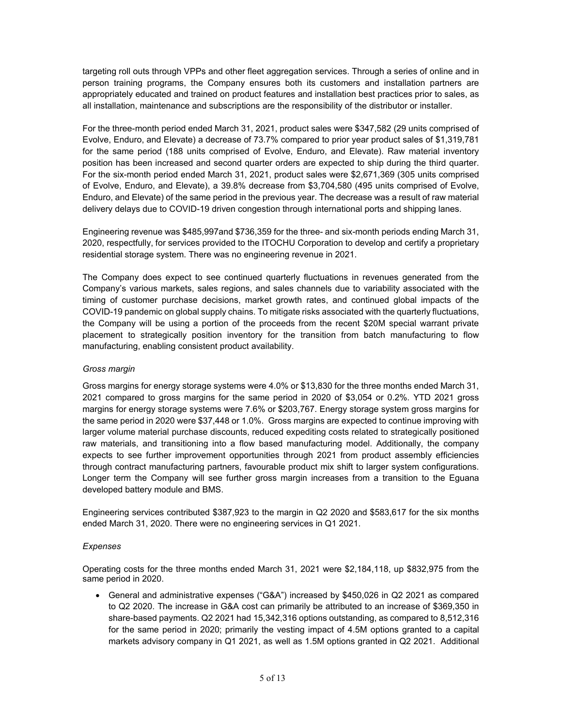targeting roll outs through VPPs and other fleet aggregation services. Through a series of online and in person training programs, the Company ensures both its customers and installation partners are appropriately educated and trained on product features and installation best practices prior to sales, as all installation, maintenance and subscriptions are the responsibility of the distributor or installer.

For the three-month period ended March 31, 2021, product sales were $347,582 (29 units comprised of Evolve, Enduro, and Elevate) a decrease of 73.7% compared to prior year product sales of $1,319,781 for the same period (188 units comprised of Evolve, Enduro, and Elevate). Raw material inventory position has been increased and second quarter orders are expected to ship during the third quarter. For the six-month period ended March 31, 2021, product sales were $2,671,369 (305 units comprised of Evolve, Enduro, and Elevate), a 39.8% decrease from $3,704,580 (495 units comprised of Evolve, Enduro, and Elevate) of the same period in the previous year. The decrease was a result of raw material delivery delays due to COVID-19 driven congestion through international ports and shipping lanes.

Engineering revenue was $485,997and $736,359 for the three- and six-month periods ending March 31, 2020, respectfully, for services provided to the ITOCHU Corporation to develop and certify a proprietary residential storage system. There was no engineering revenue in 2021.

The Company does expect to see continued quarterly fluctuations in revenues generated from the Company's various markets, sales regions, and sales channels due to variability associated with the timing of customer purchase decisions, market growth rates, and continued global impacts of the COVID-19 pandemic on global supply chains. To mitigate risks associated with the quarterly fluctuations, the Company will be using a portion of the proceeds from the recent $20M special warrant private placement to strategically position inventory for the transition from batch manufacturing to flow manufacturing, enabling consistent product availability.

*Gross margin*

Gross margins for energy storage systems were 4.0% or $13,830 for the three months ended March 31, 2021 compared to gross margins for the same period in 2020 of $3,054 or 0.2%. YTD 2021 gross margins for energy storage systems were 7.6% or $203,767. Energy storage system gross margins for the same period in 2020 were $37,448 or 1.0%. Gross margins are expected to continue improving with larger volume material purchase discounts, reduced expediting costs related to strategically positioned raw materials, and transitioning into a flow based manufacturing model. Additionally, the company expects to see further improvement opportunities through 2021 from product assembly efficiencies through contract manufacturing partners, favourable product mix shift to larger system configurations. Longer term the Company will see further gross margin increases from a transition to the Eguana developed battery module and BMS.

Engineering services contributed $387,923 to the margin in Q2 2020 and $583,617 for the six months ended March 31, 2020. There were no engineering services in Q1 2021.

*Expenses*

Operating costs for the three months ended March 31, 2021 were $2,184,118, up $832,975 from the same period in 2020.

- General and administrative expenses ("G&A") increased by $450,026 in Q2 2021 as compared to Q2 2020. The increase in G&A cost can primarily be attributed to an increase of $369,350 in share-based payments. Q2 2021 had 15,342,316 options outstanding, as compared to 8,512,316 for the same period in 2020; primarily the vesting impact of 4.5M options granted to a capital markets advisory company in Q1 2021, as well as 1.5M options granted in Q2 2021. Additional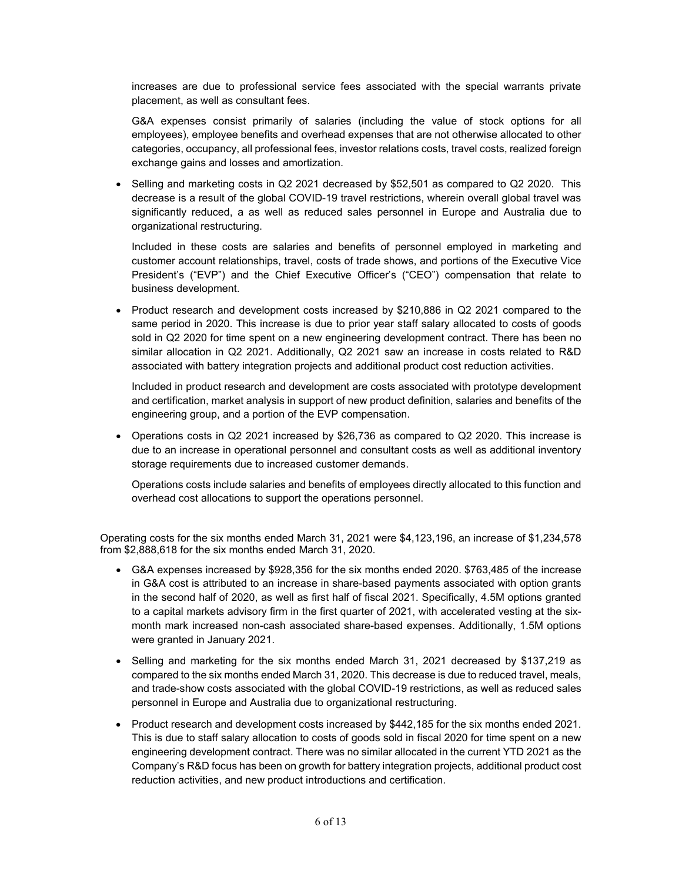increases are due to professional service fees associated with the special warrants private placement, as well as consultant fees.

G&A expenses consist primarily of salaries (including the value of stock options for all employees), employee benefits and overhead expenses that are not otherwise allocated to other categories, occupancy, all professional fees, investor relations costs, travel costs, realized foreign exchange gains and losses and amortization.

- Selling and marketing costs in Q2 2021 decreased by $52,501 as compared to Q2 2020. This decrease is a result of the global COVID-19 travel restrictions, wherein overall global travel was significantly reduced, a as well as reduced sales personnel in Europe and Australia due to organizational restructuring.

  Included in these costs are salaries and benefits of personnel employed in marketing and customer account relationships, travel, costs of trade shows, and portions of the Executive Vice President's ("EVP") and the Chief Executive Officer's ("CEO") compensation that relate to business development.

- Product research and development costs increased by $210,886 in Q2 2021 compared to the same period in 2020. This increase is due to prior year staff salary allocated to costs of goods sold in Q2 2020 for time spent on a new engineering development contract. There has been no similar allocation in Q2 2021. Additionally, Q2 2021 saw an increase in costs related to R&D associated with battery integration projects and additional product cost reduction activities.

  Included in product research and development are costs associated with prototype development and certification, market analysis in support of new product definition, salaries and benefits of the engineering group, and a portion of the EVP compensation.

- Operations costs in Q2 2021 increased by $26,736 as compared to Q2 2020. This increase is due to an increase in operational personnel and consultant costs as well as additional inventory storage requirements due to increased customer demands.

  Operations costs include salaries and benefits of employees directly allocated to this function and overhead cost allocations to support the operations personnel.

Operating costs for the six months ended March 31, 2021 were $4,123,196, an increase of $1,234,578 from $2,888,618 for the six months ended March 31, 2020.

- G&A expenses increased by $928,356 for the six months ended 2020. $763,485 of the increase in G&A cost is attributed to an increase in share-based payments associated with option grants in the second half of 2020, as well as first half of fiscal 2021. Specifically, 4.5M options granted to a capital markets advisory firm in the first quarter of 2021, with accelerated vesting at the six-month mark increased non-cash associated share-based expenses. Additionally, 1.5M options were granted in January 2021.

- Selling and marketing for the six months ended March 31, 2021 decreased by $137,219 as compared to the six months ended March 31, 2020. This decrease is due to reduced travel, meals, and trade-show costs associated with the global COVID-19 restrictions, as well as reduced sales personnel in Europe and Australia due to organizational restructuring.

- Product research and development costs increased by $442,185 for the six months ended 2021. This is due to staff salary allocation to costs of goods sold in fiscal 2020 for time spent on a new engineering development contract. There was no similar allocated in the current YTD 2021 as the Company's R&D focus has been on growth for battery integration projects, additional product cost reduction activities, and new product introductions and certification.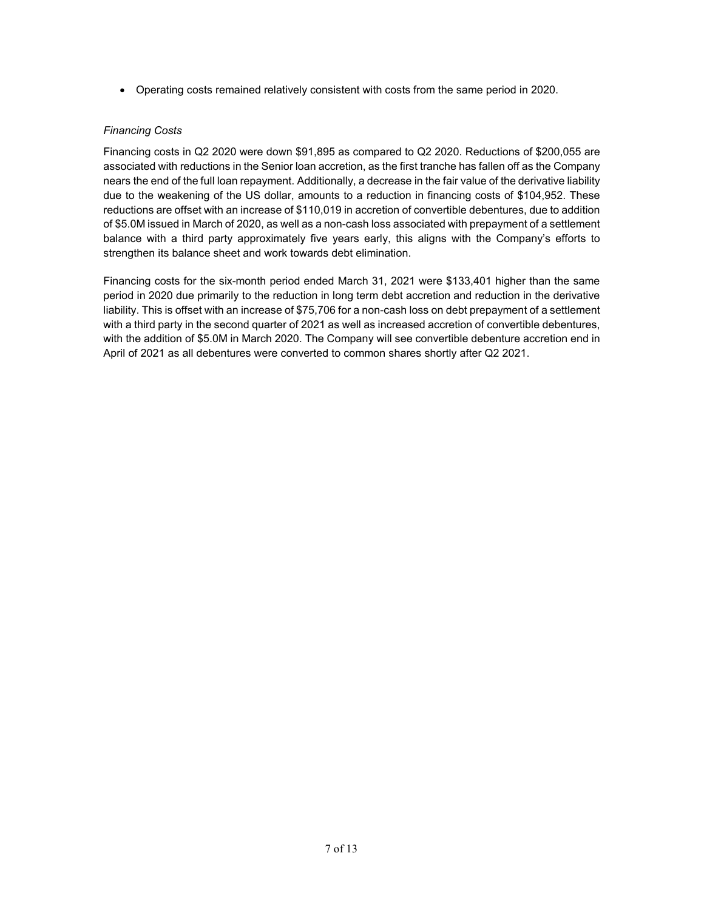- Operating costs remained relatively consistent with costs from the same period in 2020.

*Financing Costs*

Financing costs in Q2 2020 were down $91,895 as compared to Q2 2020. Reductions of $200,055 are associated with reductions in the Senior loan accretion, as the first tranche has fallen off as the Company nears the end of the full loan repayment. Additionally, a decrease in the fair value of the derivative liability due to the weakening of the US dollar, amounts to a reduction in financing costs of $104,952. These reductions are offset with an increase of $110,019 in accretion of convertible debentures, due to addition of $5.0M issued in March of 2020, as well as a non-cash loss associated with prepayment of a settlement balance with a third party approximately five years early, this aligns with the Company's efforts to strengthen its balance sheet and work towards debt elimination.

Financing costs for the six-month period ended March 31, 2021 were $133,401 higher than the same period in 2020 due primarily to the reduction in long term debt accretion and reduction in the derivative liability. This is offset with an increase of $75,706 for a non-cash loss on debt prepayment of a settlement with a third party in the second quarter of 2021 as well as increased accretion of convertible debentures, with the addition of $5.0M in March 2020. The Company will see convertible debenture accretion end in April of 2021 as all debentures were converted to common shares shortly after Q2 2021.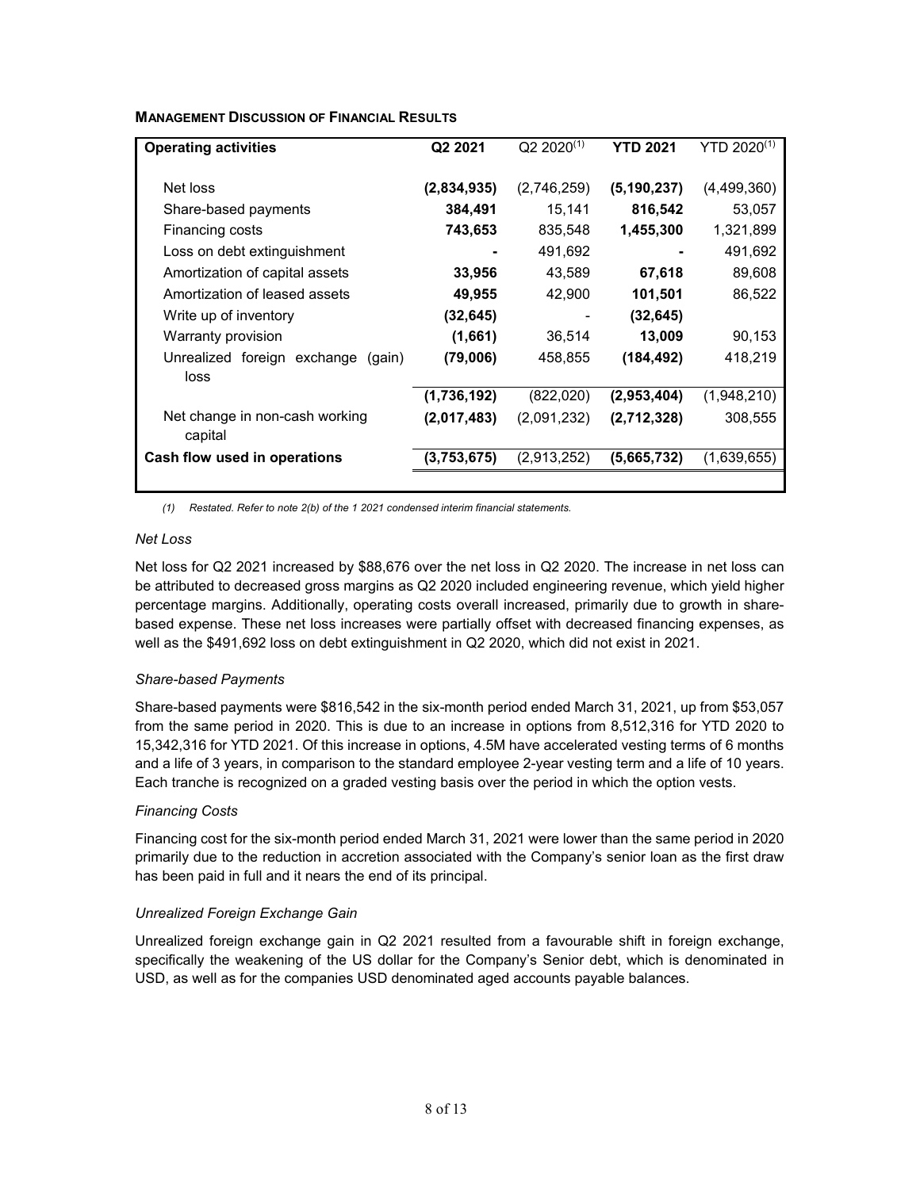**MANAGEMENT DISCUSSION OF FINANCIAL RESULTS**

| Operating activities | Q2 2021 | Q2 2020[(1)] | YTD 2021 | YTD 2020[(1)] |
|---|---|---|---|---|
| Net loss | **(2,834,935)** | (2,746,259) | **(5,190,237)** | (4,499,360) |
| Share-based payments | **384,491** | 15,141 | **816,542** | 53,057 |
| Financing costs | **743,653** | 835,548 | **1,455,300** | 1,321,899 |
| Loss on debt extinguishment | **-** | 491,692 | **-** | 491,692 |
| Amortization of capital assets | **33,956** | 43,589 | **67,618** | 89,608 |
| Amortization of leased assets | **49,955** | 42,900 | **101,501** | 86,522 |
| Write up of inventory | **(32,645)** | - | **(32,645)** | |
| Warranty provision | **(1,661)** | 36,514 | **13,009** | 90,153 |
| Unrealized foreign exchange (gain) loss | **(79,006)** | 458,855 | **(184,492)** | 418,219 |
| | **(1,736,192)** | (822,020) | **(2,953,404)** | (1,948,210) |
| Net change in non-cash working capital | **(2,017,483)** | (2,091,232) | **(2,712,328)** | 308,555 |
| **Cash flow used in operations** | **(3,753,675)** | (2,913,252) | **(5,665,732)** | (1,639,655) |

*(1) Restated. Refer to note 2(b) of the 1 2021 condensed interim financial statements.*

*Net Loss*

Net loss for Q2 2021 increased by $88,676 over the net loss in Q2 2020. The increase in net loss can be attributed to decreased gross margins as Q2 2020 included engineering revenue, which yield higher percentage margins. Additionally, operating costs overall increased, primarily due to growth in share-based expense. These net loss increases were partially offset with decreased financing expenses, as well as the $491,692 loss on debt extinguishment in Q2 2020, which did not exist in 2021.

*Share-based Payments*

Share-based payments were $816,542 in the six-month period ended March 31, 2021, up from $53,057 from the same period in 2020. This is due to an increase in options from 8,512,316 for YTD 2020 to 15,342,316 for YTD 2021. Of this increase in options, 4.5M have accelerated vesting terms of 6 months and a life of 3 years, in comparison to the standard employee 2-year vesting term and a life of 10 years. Each tranche is recognized on a graded vesting basis over the period in which the option vests.

*Financing Costs*

Financing cost for the six-month period ended March 31, 2021 were lower than the same period in 2020 primarily due to the reduction in accretion associated with the Company's senior loan as the first draw has been paid in full and it nears the end of its principal.

*Unrealized Foreign Exchange Gain*

Unrealized foreign exchange gain in Q2 2021 resulted from a favourable shift in foreign exchange, specifically the weakening of the US dollar for the Company's Senior debt, which is denominated in USD, as well as for the companies USD denominated aged accounts payable balances.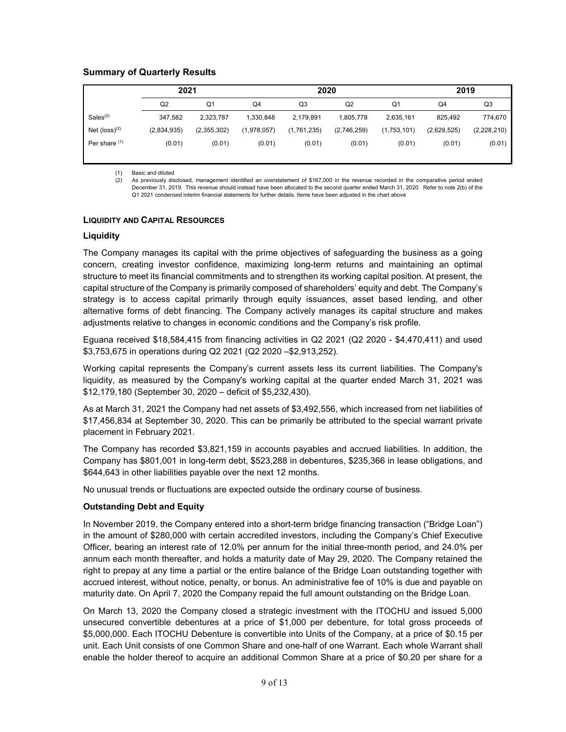### Summary of Quarterly Results

| | 2021 | | 2020 | | | | 2019 | |
|---|---|---|---|---|---|---|---|---|
| | Q2 | Q1 | Q4 | Q3 | Q2 | Q1 | Q4 | Q3 |
| Sales[(2)] | 347,582 | 2,323,787 | 1,330,848 | 2,179,891 | 1,805,778 | 2,635,161 | 825,492 | 774,670 |
| Net (loss)[(2)] | (2,834,935) | (2,355,302) | (1,978,057) | (1,761,235) | (2,746,259) | (1,753,101) | (2,629,525) | (2,228,210) |
| Per share [(1)] | (0.01) | (0.01) | (0.01) | (0.01) | (0.01) | (0.01) | (0.01) | (0.01) |

(1) Basic and diluted
(2) As previously disclosed, management identified an overstatement of $167,000 in the revenue recorded in the comparative period ended December 31, 2019. This revenue should instead have been allocated to the second quarter ended March 31, 2020. Refer to note 2(b) of the Q1 2021 condensed interim financial statements for further details. Items have been adjusted in the chart above

## LIQUIDITY AND CAPITAL RESOURCES

### Liquidity

The Company manages its capital with the prime objectives of safeguarding the business as a going concern, creating investor confidence, maximizing long-term returns and maintaining an optimal structure to meet its financial commitments and to strengthen its working capital position. At present, the capital structure of the Company is primarily composed of shareholders' equity and debt. The Company's strategy is to access capital primarily through equity issuances, asset based lending, and other alternative forms of debt financing. The Company actively manages its capital structure and makes adjustments relative to changes in economic conditions and the Company's risk profile.

Eguana received $18,584,415 from financing activities in Q2 2021 (Q2 2020 - $4,470,411) and used $3,753,675 in operations during Q2 2021 (Q2 2020 –$2,913,252).

Working capital represents the Company's current assets less its current liabilities. The Company's liquidity, as measured by the Company's working capital at the quarter ended March 31, 2021 was $12,179,180 (September 30, 2020 – deficit of $5,232,430).

As at March 31, 2021 the Company had net assets of $3,492,556, which increased from net liabilities of $17,456,834 at September 30, 2020. This can be primarily be attributed to the special warrant private placement in February 2021.

The Company has recorded $3,821,159 in accounts payables and accrued liabilities. In addition, the Company has $801,001 in long-term debt, $523,288 in debentures, $235,366 in lease obligations, and $644,643 in other liabilities payable over the next 12 months.

No unusual trends or fluctuations are expected outside the ordinary course of business.

### Outstanding Debt and Equity

In November 2019, the Company entered into a short-term bridge financing transaction ("Bridge Loan") in the amount of $280,000 with certain accredited investors, including the Company's Chief Executive Officer, bearing an interest rate of 12.0% per annum for the initial three-month period, and 24.0% per annum each month thereafter, and holds a maturity date of May 29, 2020. The Company retained the right to prepay at any time a partial or the entire balance of the Bridge Loan outstanding together with accrued interest, without notice, penalty, or bonus. An administrative fee of 10% is due and payable on maturity date. On April 7, 2020 the Company repaid the full amount outstanding on the Bridge Loan.

On March 13, 2020 the Company closed a strategic investment with the ITOCHU and issued 5,000 unsecured convertible debentures at a price of $1,000 per debenture, for total gross proceeds of $5,000,000. Each ITOCHU Debenture is convertible into Units of the Company, at a price of $0.15 per unit. Each Unit consists of one Common Share and one-half of one Warrant. Each whole Warrant shall enable the holder thereof to acquire an additional Common Share at a price of $0.20 per share for a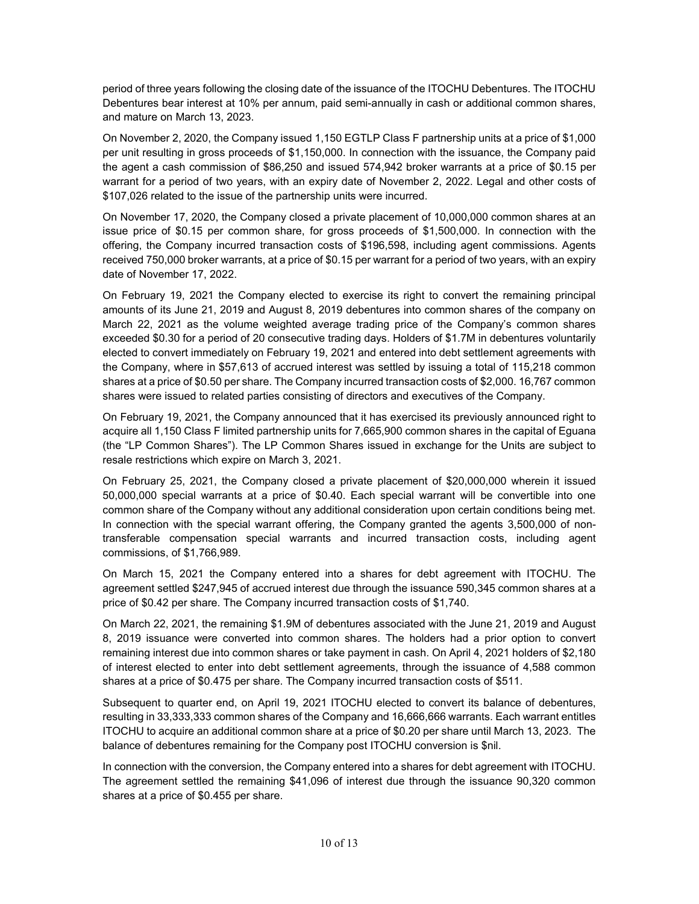period of three years following the closing date of the issuance of the ITOCHU Debentures. The ITOCHU Debentures bear interest at 10% per annum, paid semi-annually in cash or additional common shares, and mature on March 13, 2023.

On November 2, 2020, the Company issued 1,150 EGTLP Class F partnership units at a price of $1,000 per unit resulting in gross proceeds of $1,150,000. In connection with the issuance, the Company paid the agent a cash commission of $86,250 and issued 574,942 broker warrants at a price of $0.15 per warrant for a period of two years, with an expiry date of November 2, 2022. Legal and other costs of $107,026 related to the issue of the partnership units were incurred.

On November 17, 2020, the Company closed a private placement of 10,000,000 common shares at an issue price of $0.15 per common share, for gross proceeds of $1,500,000. In connection with the offering, the Company incurred transaction costs of $196,598, including agent commissions. Agents received 750,000 broker warrants, at a price of $0.15 per warrant for a period of two years, with an expiry date of November 17, 2022.

On February 19, 2021 the Company elected to exercise its right to convert the remaining principal amounts of its June 21, 2019 and August 8, 2019 debentures into common shares of the company on March 22, 2021 as the volume weighted average trading price of the Company's common shares exceeded $0.30 for a period of 20 consecutive trading days. Holders of $1.7M in debentures voluntarily elected to convert immediately on February 19, 2021 and entered into debt settlement agreements with the Company, where in $57,613 of accrued interest was settled by issuing a total of 115,218 common shares at a price of $0.50 per share. The Company incurred transaction costs of $2,000. 16,767 common shares were issued to related parties consisting of directors and executives of the Company.

On February 19, 2021, the Company announced that it has exercised its previously announced right to acquire all 1,150 Class F limited partnership units for 7,665,900 common shares in the capital of Eguana (the "LP Common Shares"). The LP Common Shares issued in exchange for the Units are subject to resale restrictions which expire on March 3, 2021.

On February 25, 2021, the Company closed a private placement of $20,000,000 wherein it issued 50,000,000 special warrants at a price of $0.40. Each special warrant will be convertible into one common share of the Company without any additional consideration upon certain conditions being met. In connection with the special warrant offering, the Company granted the agents 3,500,000 of non-transferable compensation special warrants and incurred transaction costs, including agent commissions, of $1,766,989.

On March 15, 2021 the Company entered into a shares for debt agreement with ITOCHU. The agreement settled $247,945 of accrued interest due through the issuance 590,345 common shares at a price of $0.42 per share. The Company incurred transaction costs of $1,740.

On March 22, 2021, the remaining $1.9M of debentures associated with the June 21, 2019 and August 8, 2019 issuance were converted into common shares. The holders had a prior option to convert remaining interest due into common shares or take payment in cash. On April 4, 2021 holders of $2,180 of interest elected to enter into debt settlement agreements, through the issuance of 4,588 common shares at a price of $0.475 per share. The Company incurred transaction costs of $511.

Subsequent to quarter end, on April 19, 2021 ITOCHU elected to convert its balance of debentures, resulting in 33,333,333 common shares of the Company and 16,666,666 warrants. Each warrant entitles ITOCHU to acquire an additional common share at a price of $0.20 per share until March 13, 2023. The balance of debentures remaining for the Company post ITOCHU conversion is $nil.

In connection with the conversion, the Company entered into a shares for debt agreement with ITOCHU. The agreement settled the remaining $41,096 of interest due through the issuance 90,320 common shares at a price of $0.455 per share.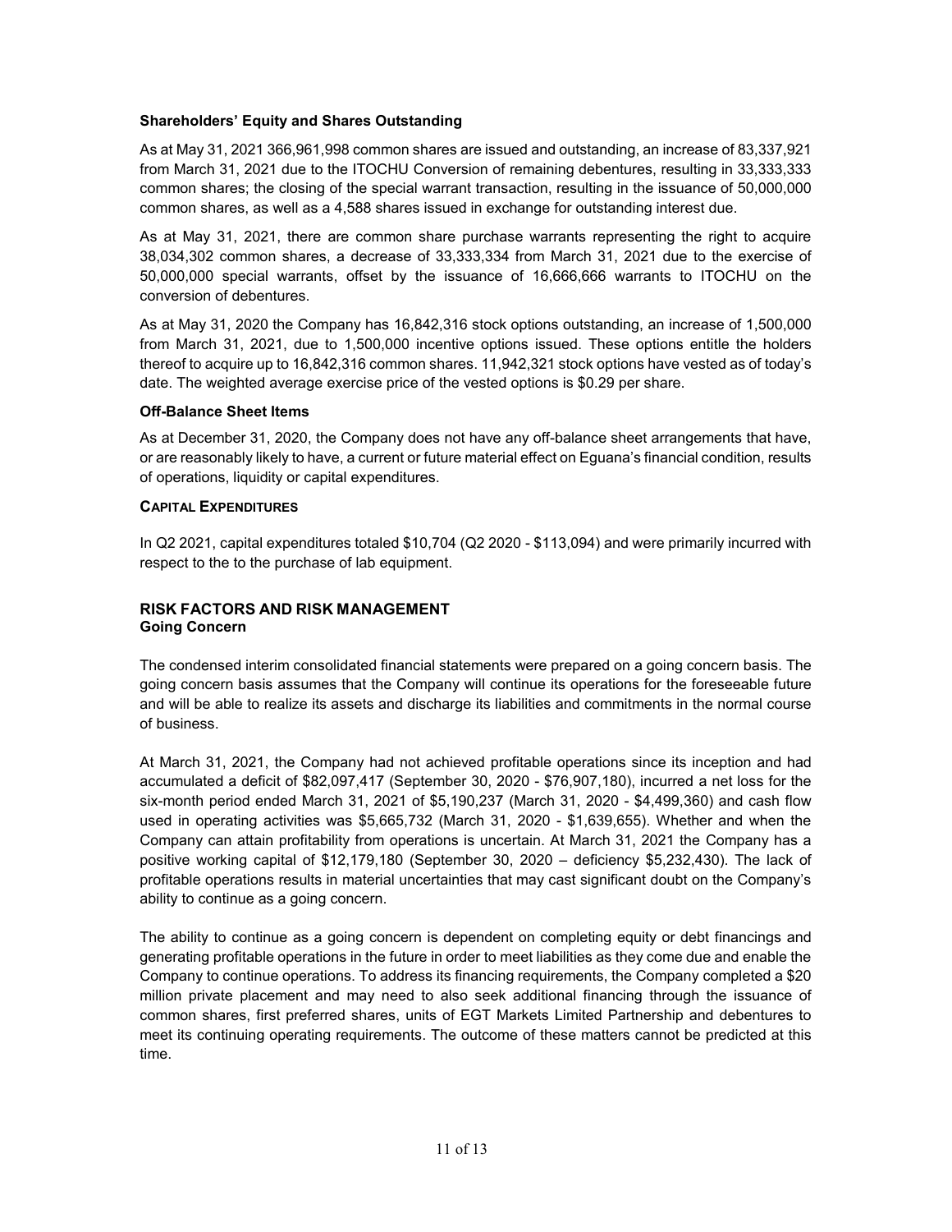#### Shareholders' Equity and Shares Outstanding

As at May 31, 2021 366,961,998 common shares are issued and outstanding, an increase of 83,337,921 from March 31, 2021 due to the ITOCHU Conversion of remaining debentures, resulting in 33,333,333 common shares; the closing of the special warrant transaction, resulting in the issuance of 50,000,000 common shares, as well as a 4,588 shares issued in exchange for outstanding interest due.

As at May 31, 2021, there are common share purchase warrants representing the right to acquire 38,034,302 common shares, a decrease of 33,333,334 from March 31, 2021 due to the exercise of 50,000,000 special warrants, offset by the issuance of 16,666,666 warrants to ITOCHU on the conversion of debentures.

As at May 31, 2020 the Company has 16,842,316 stock options outstanding, an increase of 1,500,000 from March 31, 2021, due to 1,500,000 incentive options issued. These options entitle the holders thereof to acquire up to 16,842,316 common shares. 11,942,321 stock options have vested as of today's date. The weighted average exercise price of the vested options is $0.29 per share.

#### Off-Balance Sheet Items

As at December 31, 2020, the Company does not have any off-balance sheet arrangements that have, or are reasonably likely to have, a current or future material effect on Eguana's financial condition, results of operations, liquidity or capital expenditures.

#### CAPITAL EXPENDITURES

In Q2 2021, capital expenditures totaled $10,704 (Q2 2020 - $113,094) and were primarily incurred with respect to the to the purchase of lab equipment.

## RISK FACTORS AND RISK MANAGEMENT

#### Going Concern

The condensed interim consolidated financial statements were prepared on a going concern basis. The going concern basis assumes that the Company will continue its operations for the foreseeable future and will be able to realize its assets and discharge its liabilities and commitments in the normal course of business.

At March 31, 2021, the Company had not achieved profitable operations since its inception and had accumulated a deficit of $82,097,417 (September 30, 2020 - $76,907,180), incurred a net loss for the six-month period ended March 31, 2021 of $5,190,237 (March 31, 2020 - $4,499,360) and cash flow used in operating activities was $5,665,732 (March 31, 2020 - $1,639,655). Whether and when the Company can attain profitability from operations is uncertain. At March 31, 2021 the Company has a positive working capital of $12,179,180 (September 30, 2020 – deficiency $5,232,430). The lack of profitable operations results in material uncertainties that may cast significant doubt on the Company's ability to continue as a going concern.

The ability to continue as a going concern is dependent on completing equity or debt financings and generating profitable operations in the future in order to meet liabilities as they come due and enable the Company to continue operations. To address its financing requirements, the Company completed a $20 million private placement and may need to also seek additional financing through the issuance of common shares, first preferred shares, units of EGT Markets Limited Partnership and debentures to meet its continuing operating requirements. The outcome of these matters cannot be predicted at this time.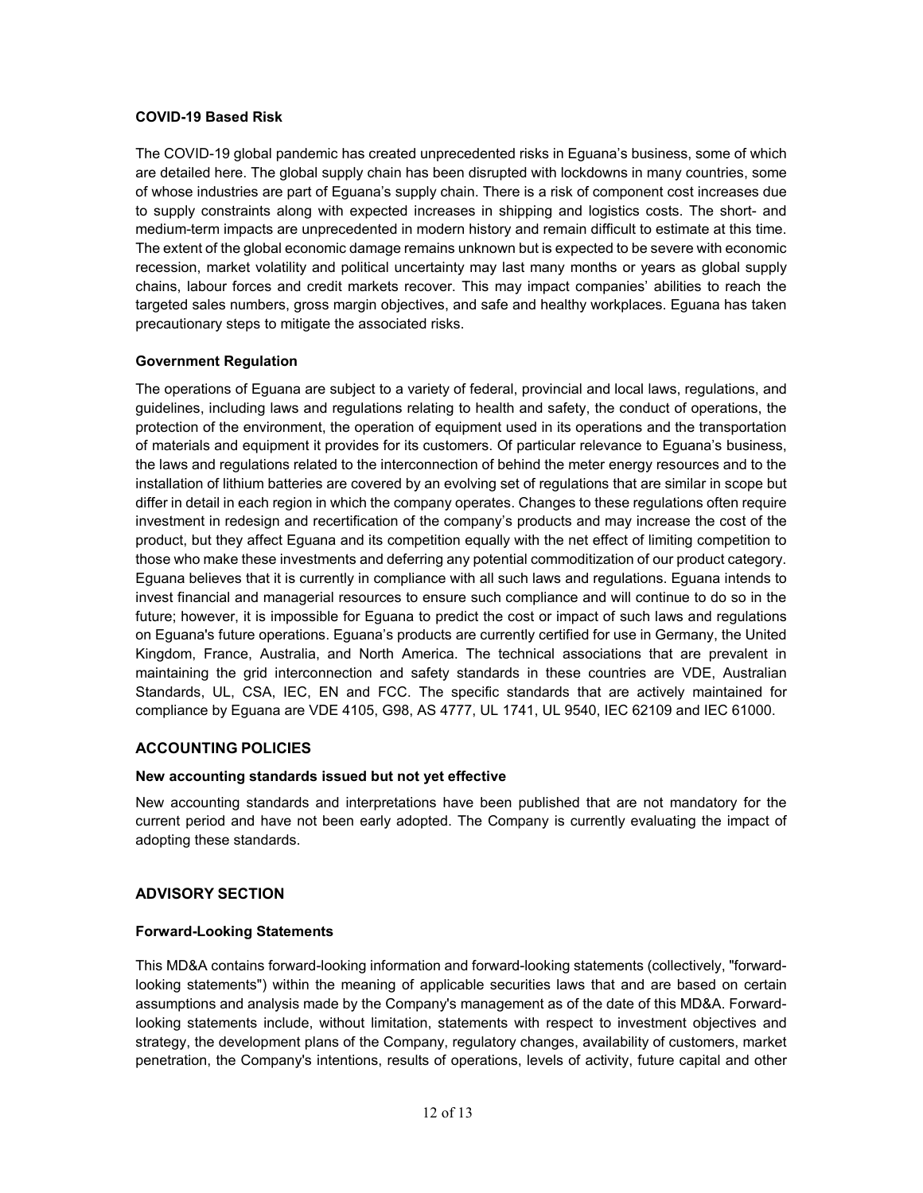**COVID-19 Based Risk**

The COVID-19 global pandemic has created unprecedented risks in Eguana's business, some of which are detailed here. The global supply chain has been disrupted with lockdowns in many countries, some of whose industries are part of Eguana's supply chain. There is a risk of component cost increases due to supply constraints along with expected increases in shipping and logistics costs. The short- and medium-term impacts are unprecedented in modern history and remain difficult to estimate at this time. The extent of the global economic damage remains unknown but is expected to be severe with economic recession, market volatility and political uncertainty may last many months or years as global supply chains, labour forces and credit markets recover. This may impact companies' abilities to reach the targeted sales numbers, gross margin objectives, and safe and healthy workplaces. Eguana has taken precautionary steps to mitigate the associated risks.

**Government Regulation**

The operations of Eguana are subject to a variety of federal, provincial and local laws, regulations, and guidelines, including laws and regulations relating to health and safety, the conduct of operations, the protection of the environment, the operation of equipment used in its operations and the transportation of materials and equipment it provides for its customers. Of particular relevance to Eguana's business, the laws and regulations related to the interconnection of behind the meter energy resources and to the installation of lithium batteries are covered by an evolving set of regulations that are similar in scope but differ in detail in each region in which the company operates. Changes to these regulations often require investment in redesign and recertification of the company's products and may increase the cost of the product, but they affect Eguana and its competition equally with the net effect of limiting competition to those who make these investments and deferring any potential commoditization of our product category. Eguana believes that it is currently in compliance with all such laws and regulations. Eguana intends to invest financial and managerial resources to ensure such compliance and will continue to do so in the future; however, it is impossible for Eguana to predict the cost or impact of such laws and regulations on Eguana's future operations. Eguana's products are currently certified for use in Germany, the United Kingdom, France, Australia, and North America. The technical associations that are prevalent in maintaining the grid interconnection and safety standards in these countries are VDE, Australian Standards, UL, CSA, IEC, EN and FCC. The specific standards that are actively maintained for compliance by Eguana are VDE 4105, G98, AS 4777, UL 1741, UL 9540, IEC 62109 and IEC 61000.

## ACCOUNTING POLICIES

**New accounting standards issued but not yet effective**

New accounting standards and interpretations have been published that are not mandatory for the current period and have not been early adopted. The Company is currently evaluating the impact of adopting these standards.

## ADVISORY SECTION

**Forward-Looking Statements**

This MD&A contains forward-looking information and forward-looking statements (collectively, "forward-looking statements") within the meaning of applicable securities laws that and are based on certain assumptions and analysis made by the Company's management as of the date of this MD&A. Forward-looking statements include, without limitation, statements with respect to investment objectives and strategy, the development plans of the Company, regulatory changes, availability of customers, market penetration, the Company's intentions, results of operations, levels of activity, future capital and other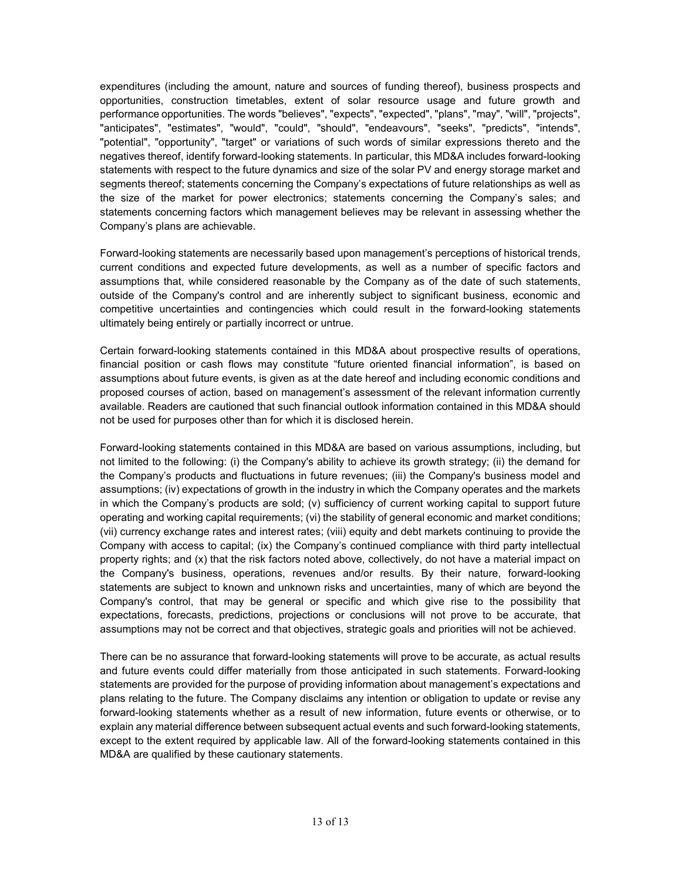expenditures (including the amount, nature and sources of funding thereof), business prospects and opportunities, construction timetables, extent of solar resource usage and future growth and performance opportunities. The words "believes", "expects", "expected", "plans", "may", "will", "projects", "anticipates", "estimates", "would", "could", "should", "endeavours", "seeks", "predicts", "intends", "potential", "opportunity", "target" or variations of such words of similar expressions thereto and the negatives thereof, identify forward-looking statements. In particular, this MD&A includes forward-looking statements with respect to the future dynamics and size of the solar PV and energy storage market and segments thereof; statements concerning the Company's expectations of future relationships as well as the size of the market for power electronics; statements concerning the Company's sales; and statements concerning factors which management believes may be relevant in assessing whether the Company's plans are achievable.

Forward-looking statements are necessarily based upon management's perceptions of historical trends, current conditions and expected future developments, as well as a number of specific factors and assumptions that, while considered reasonable by the Company as of the date of such statements, outside of the Company's control and are inherently subject to significant business, economic and competitive uncertainties and contingencies which could result in the forward-looking statements ultimately being entirely or partially incorrect or untrue.

Certain forward-looking statements contained in this MD&A about prospective results of operations, financial position or cash flows may constitute "future oriented financial information", is based on assumptions about future events, is given as at the date hereof and including economic conditions and proposed courses of action, based on management's assessment of the relevant information currently available. Readers are cautioned that such financial outlook information contained in this MD&A should not be used for purposes other than for which it is disclosed herein.

Forward-looking statements contained in this MD&A are based on various assumptions, including, but not limited to the following: (i) the Company's ability to achieve its growth strategy; (ii) the demand for the Company's products and fluctuations in future revenues; (iii) the Company's business model and assumptions; (iv) expectations of growth in the industry in which the Company operates and the markets in which the Company's products are sold; (v) sufficiency of current working capital to support future operating and working capital requirements; (vi) the stability of general economic and market conditions; (vii) currency exchange rates and interest rates; (viii) equity and debt markets continuing to provide the Company with access to capital; (ix) the Company's continued compliance with third party intellectual property rights; and (x) that the risk factors noted above, collectively, do not have a material impact on the Company's business, operations, revenues and/or results. By their nature, forward-looking statements are subject to known and unknown risks and uncertainties, many of which are beyond the Company's control, that may be general or specific and which give rise to the possibility that expectations, forecasts, predictions, projections or conclusions will not prove to be accurate, that assumptions may not be correct and that objectives, strategic goals and priorities will not be achieved.

There can be no assurance that forward-looking statements will prove to be accurate, as actual results and future events could differ materially from those anticipated in such statements. Forward-looking statements are provided for the purpose of providing information about management's expectations and plans relating to the future. The Company disclaims any intention or obligation to update or revise any forward-looking statements whether as a result of new information, future events or otherwise, or to explain any material difference between subsequent actual events and such forward-looking statements, except to the extent required by applicable law. All of the forward-looking statements contained in this MD&A are qualified by these cautionary statements.